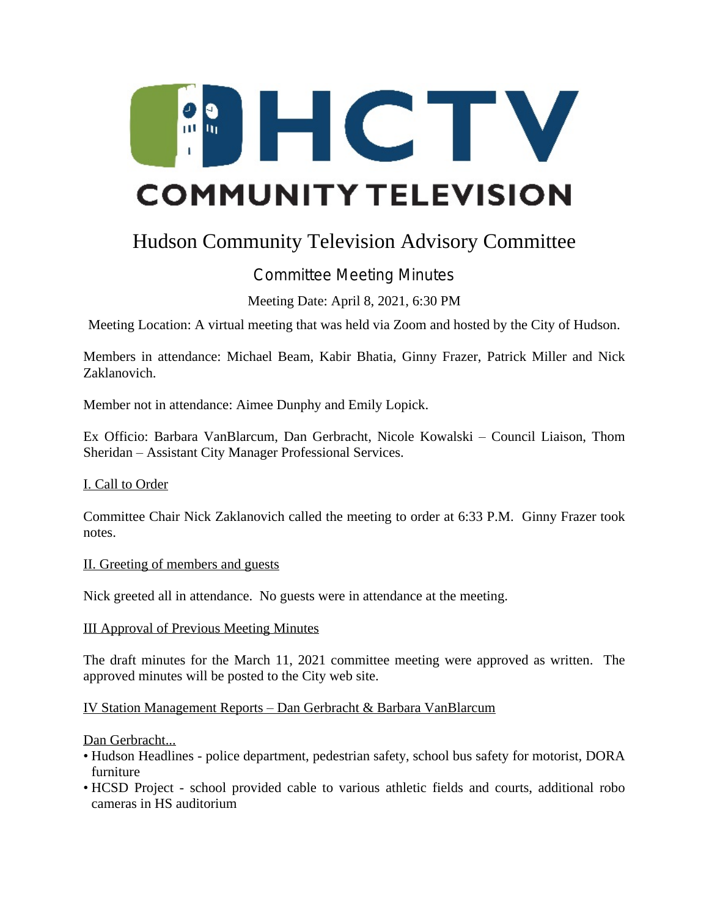# HCTV COMMUNITY TELEVISION

# Hudson Community Television Advisory Committee

## Committee Meeting Minutes

Meeting Date: April 8, 2021, 6:30 PM

Meeting Location: A virtual meeting that was held via Zoom and hosted by the City of Hudson.

Members in attendance: Michael Beam, Kabir Bhatia, Ginny Frazer, Patrick Miller and Nick Zaklanovich.

Member not in attendance: Aimee Dunphy and Emily Lopick.

Ex Officio: Barbara VanBlarcum, Dan Gerbracht, Nicole Kowalski – Council Liaison, Thom Sheridan – Assistant City Manager Professional Services.

<u>I. Call to Order</u>

Committee Chair Nick Zaklanovich called the meeting to order at 6:33 P.M. Ginny Frazer took notes.

<u>II. Greeting of members and guests</u>

Nick greeted all in attendance. No guests were in attendance at the meeting.

<u>III Approval of Previous Meeting Minutes</u>

The draft minutes for the March 11, 2021 committee meeting were approved as written. The approved minutes will be posted to the City web site.

<u>IV Station Management Reports – Dan Gerbracht & Barbara VanBlarcum</u>

<u>Dan Gerbracht...</u>

- Hudson Headlines - police department, pedestrian safety, school bus safety for motorist, DORA furniture
- HCSD Project - school provided cable to various athletic fields and courts, additional robo cameras in HS auditorium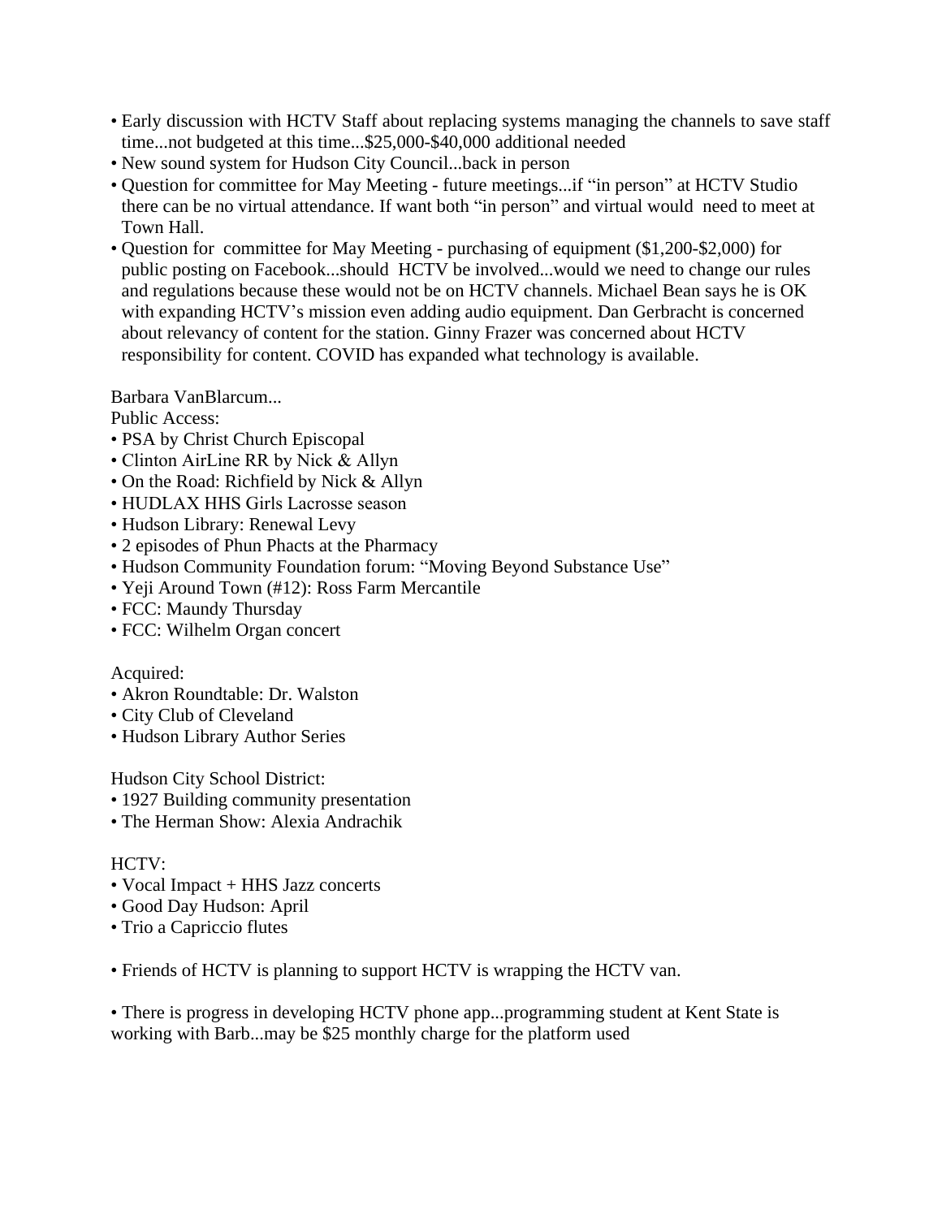- Early discussion with HCTV Staff about replacing systems managing the channels to save staff time...not budgeted at this time...$25,000-$40,000 additional needed
- New sound system for Hudson City Council...back in person
- Question for committee for May Meeting - future meetings...if "in person" at HCTV Studio there can be no virtual attendance. If want both "in person" and virtual would need to meet at Town Hall.
- Question for committee for May Meeting - purchasing of equipment ($1,200-$2,000) for public posting on Facebook...should HCTV be involved...would we need to change our rules and regulations because these would not be on HCTV channels. Michael Bean says he is OK with expanding HCTV's mission even adding audio equipment. Dan Gerbracht is concerned about relevancy of content for the station. Ginny Frazer was concerned about HCTV responsibility for content. COVID has expanded what technology is available.

Barbara VanBlarcum...
Public Access:
- PSA by Christ Church Episcopal
- Clinton AirLine RR by Nick & Allyn
- On the Road: Richfield by Nick & Allyn
- HUDLAX HHS Girls Lacrosse season
- Hudson Library: Renewal Levy
- 2 episodes of Phun Phacts at the Pharmacy
- Hudson Community Foundation forum: "Moving Beyond Substance Use"
- Yeji Around Town (#12): Ross Farm Mercantile
- FCC: Maundy Thursday
- FCC: Wilhelm Organ concert

Acquired:
- Akron Roundtable: Dr. Walston
- City Club of Cleveland
- Hudson Library Author Series

Hudson City School District:
- 1927 Building community presentation
- The Herman Show: Alexia Andrachik

HCTV:
- Vocal Impact + HHS Jazz concerts
- Good Day Hudson: April
- Trio a Capriccio flutes

- Friends of HCTV is planning to support HCTV is wrapping the HCTV van.

- There is progress in developing HCTV phone app...programming student at Kent State is working with Barb...may be $25 monthly charge for the platform used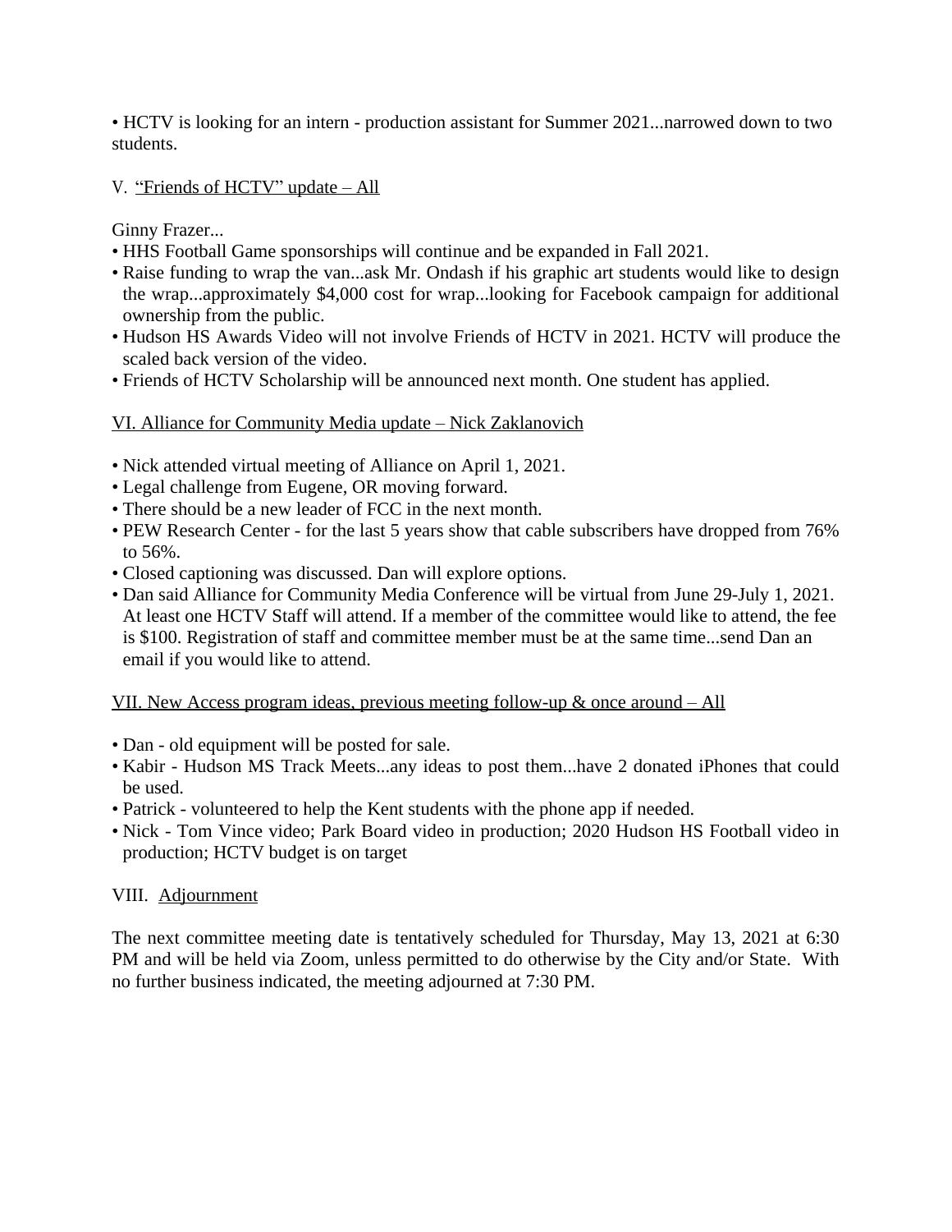- HCTV is looking for an intern - production assistant for Summer 2021...narrowed down to two students.

V. <u>"Friends of HCTV" update – All</u>

Ginny Frazer...

- HHS Football Game sponsorships will continue and be expanded in Fall 2021.
- Raise funding to wrap the van...ask Mr. Ondash if his graphic art students would like to design the wrap...approximately $4,000 cost for wrap...looking for Facebook campaign for additional ownership from the public.
- Hudson HS Awards Video will not involve Friends of HCTV in 2021. HCTV will produce the scaled back version of the video.
- Friends of HCTV Scholarship will be announced next month. One student has applied.

<u>VI. Alliance for Community Media update – Nick Zaklanovich</u>

- Nick attended virtual meeting of Alliance on April 1, 2021.
- Legal challenge from Eugene, OR moving forward.
- There should be a new leader of FCC in the next month.
- PEW Research Center - for the last 5 years show that cable subscribers have dropped from 76% to 56%.
- Closed captioning was discussed. Dan will explore options.
- Dan said Alliance for Community Media Conference will be virtual from June 29-July 1, 2021. At least one HCTV Staff will attend. If a member of the committee would like to attend, the fee is $100. Registration of staff and committee member must be at the same time...send Dan an email if you would like to attend.

<u>VII. New Access program ideas, previous meeting follow-up & once around – All</u>

- Dan - old equipment will be posted for sale.
- Kabir - Hudson MS Track Meets...any ideas to post them...have 2 donated iPhones that could be used.
- Patrick - volunteered to help the Kent students with the phone app if needed.
- Nick - Tom Vince video; Park Board video in production; 2020 Hudson HS Football video in production; HCTV budget is on target

VIII. <u>Adjournment</u>

The next committee meeting date is tentatively scheduled for Thursday, May 13, 2021 at 6:30 PM and will be held via Zoom, unless permitted to do otherwise by the City and/or State. With no further business indicated, the meeting adjourned at 7:30 PM.